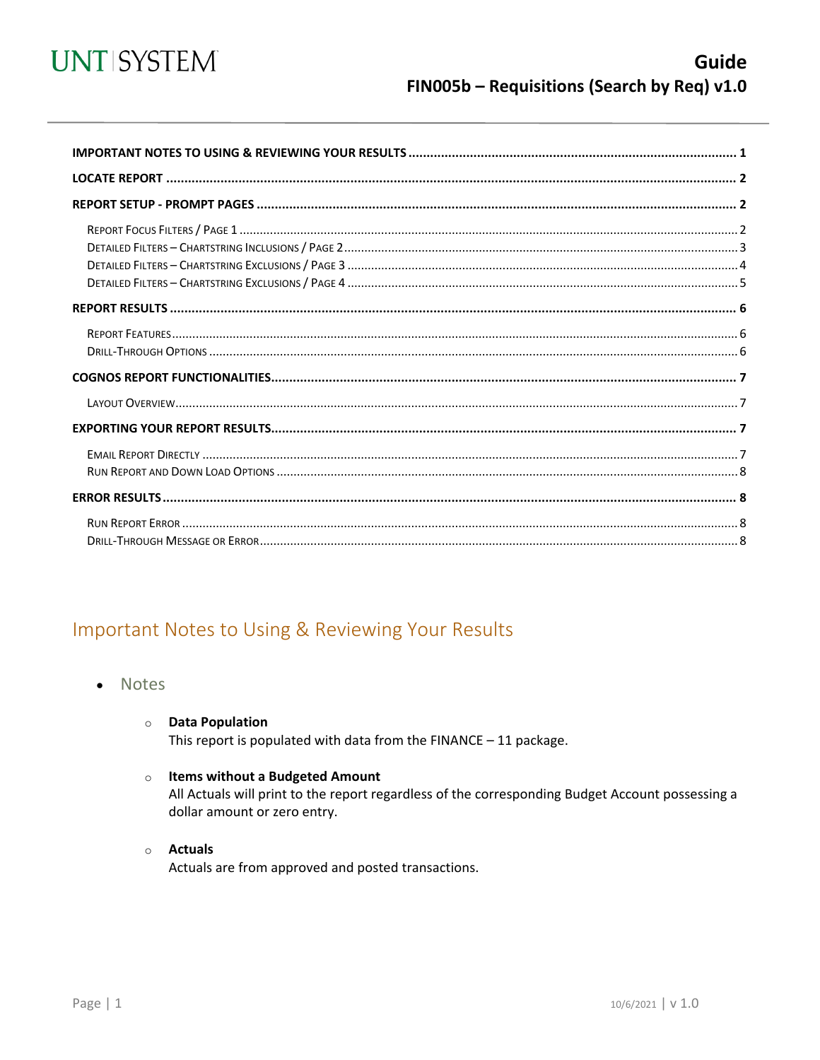# Guide

## FIN005b – Requisitions (Search by Req) v1.0

**IMPORTANT NOTES TO USING & REVIEWING YOUR RESULTS** .......... 1

**LOCATE REPORT** .......... 2

**REPORT SETUP - PROMPT PAGES** .......... 2

- Report Focus Filters / Page 1 .......... 2
- Detailed Filters – Chartstring Inclusions / Page 2 .......... 3
- Detailed Filters – Chartstring Exclusions / Page 3 .......... 4
- Detailed Filters – Chartstring Exclusions / Page 4 .......... 5

**REPORT RESULTS** .......... 6

- Report Features .......... 6
- Drill-Through Options .......... 6

**COGNOS REPORT FUNCTIONALITIES** .......... 7

- Layout Overview .......... 7

**EXPORTING YOUR REPORT RESULTS** .......... 7

- Email Report Directly .......... 7
- Run Report and Down Load Options .......... 8

**ERROR RESULTS** .......... 8

- Run Report Error .......... 8
- Drill-Through Message or Error .......... 8

## Important Notes to Using & Reviewing Your Results

- Notes
  - **Data Population**
    This report is populated with data from the FINANCE – 11 package.
  - **Items without a Budgeted Amount**
    All Actuals will print to the report regardless of the corresponding Budget Account possessing a dollar amount or zero entry.
  - **Actuals**
    Actuals are from approved and posted transactions.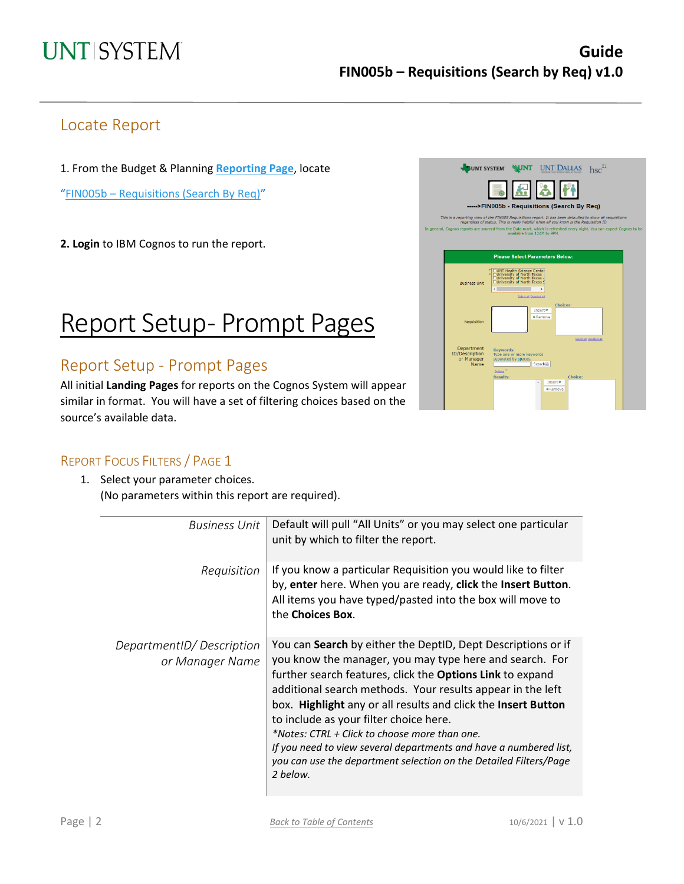## Locate Report

1. From the Budget & Planning **Reporting Page**, locate

"FIN005b – Requisitions (Search By Req)"

**2. Login** to IBM Cognos to run the report.

# Report Setup- Prompt Pages

## Report Setup - Prompt Pages

All initial **Landing Pages** for reports on the Cognos System will appear similar in format. You will have a set of filtering choices based on the source's available data.

### Report Focus Filters / Page 1

1. Select your parameter choices.
   (No parameters within this report are required).

| | |
|---|---|
| *Business Unit* | Default will pull "All Units" or you may select one particular unit by which to filter the report. |
| *Requisition* | If you know a particular Requisition you would like to filter by, **enter** here. When you are ready, **click** the **Insert Button**. All items you have typed/pasted into the box will move to the **Choices Box**. |
| *DepartmentID/ Description or Manager Name* | You can **Search** by either the DeptID, Dept Descriptions or if you know the manager, you may type here and search. For further search features, click the **Options Link** to expand additional search methods. Your results appear in the left box. **Highlight** any or all results and click the **Insert Button** to include as your filter choice here. *\*Notes: CTRL + Click to choose more than one. If you need to view several departments and have a numbered list, you can use the department selection on the Detailed Filters/Page 2 below.* |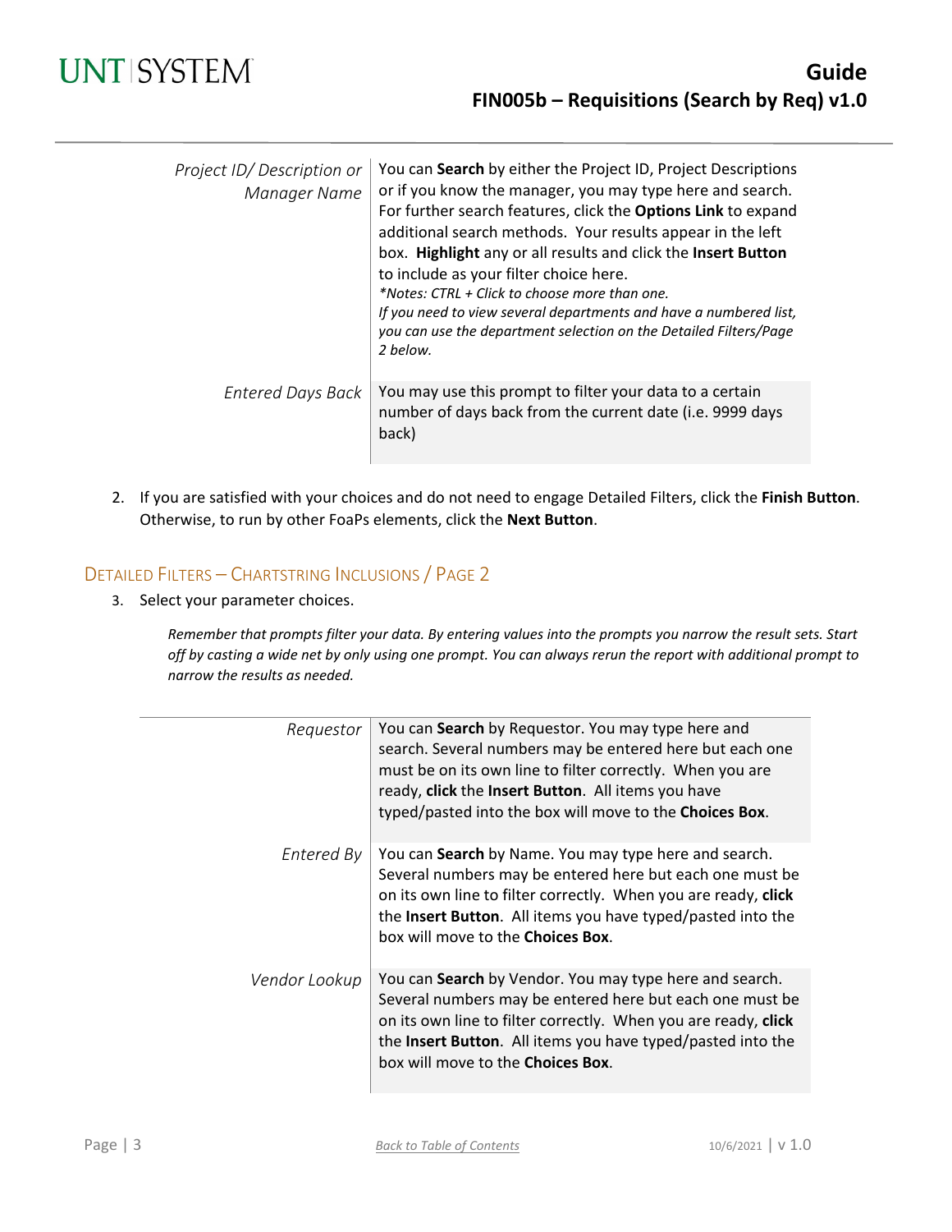| | |
|---|---|
| *Project ID/ Description or Manager Name* | You can **Search** by either the Project ID, Project Descriptions or if you know the manager, you may type here and search. For further search features, click the **Options Link** to expand additional search methods. Your results appear in the left box. **Highlight** any or all results and click the **Insert Button** to include as your filter choice here.<br>*\*Notes: CTRL + Click to choose more than one.*<br>*If you need to view several departments and have a numbered list, you can use the department selection on the Detailed Filters/Page 2 below.* |
| *Entered Days Back* | You may use this prompt to filter your data to a certain number of days back from the current date (i.e. 9999 days back) |

2. If you are satisfied with your choices and do not need to engage Detailed Filters, click the **Finish Button**. Otherwise, to run by other FoaPs elements, click the **Next Button**.

## Detailed Filters – Chartstring Inclusions / Page 2

3. Select your parameter choices.

*Remember that prompts filter your data. By entering values into the prompts you narrow the result sets. Start off by casting a wide net by only using one prompt. You can always rerun the report with additional prompt to narrow the results as needed.*

| | |
|---|---|
| *Requestor* | You can **Search** by Requestor. You may type here and search. Several numbers may be entered here but each one must be on its own line to filter correctly. When you are ready, **click** the **Insert Button**. All items you have typed/pasted into the box will move to the **Choices Box**. |
| *Entered By* | You can **Search** by Name. You may type here and search. Several numbers may be entered here but each one must be on its own line to filter correctly. When you are ready, **click** the **Insert Button**. All items you have typed/pasted into the box will move to the **Choices Box**. |
| *Vendor Lookup* | You can **Search** by Vendor. You may type here and search. Several numbers may be entered here but each one must be on its own line to filter correctly. When you are ready, **click** the **Insert Button**. All items you have typed/pasted into the box will move to the **Choices Box**. |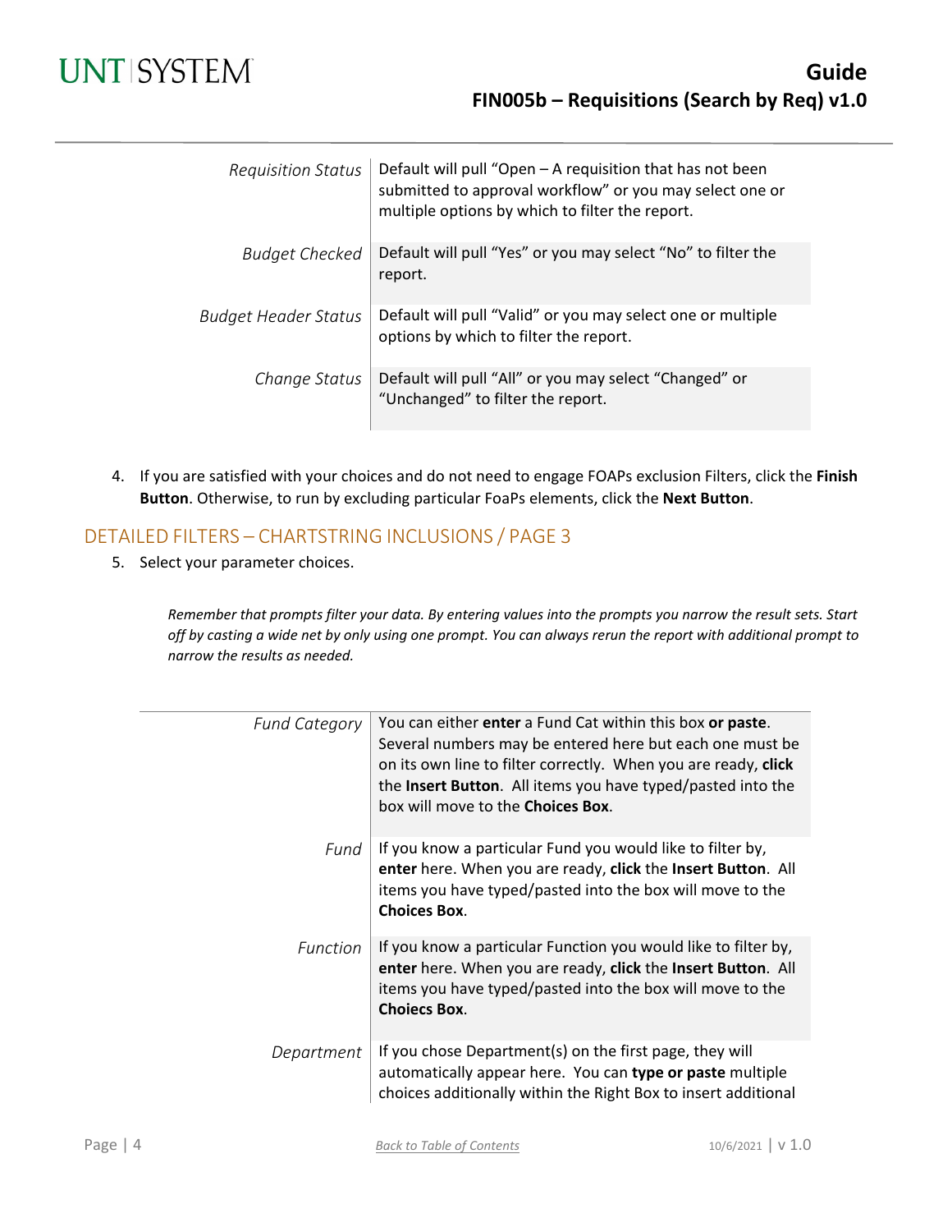| | |
|---|---|
| *Requisition Status* | Default will pull “Open – A requisition that has not been submitted to approval workflow” or you may select one or multiple options by which to filter the report. |
| *Budget Checked* | Default will pull “Yes” or you may select “No” to filter the report. |
| *Budget Header Status* | Default will pull “Valid” or you may select one or multiple options by which to filter the report. |
| *Change Status* | Default will pull “All” or you may select “Changed” or “Unchanged” to filter the report. |

4. If you are satisfied with your choices and do not need to engage FOAPs exclusion Filters, click the **Finish Button**. Otherwise, to run by excluding particular FoaPs elements, click the **Next Button**.

## DETAILED FILTERS – CHARTSTRING INCLUSIONS / PAGE 3

5. Select your parameter choices.

*Remember that prompts filter your data. By entering values into the prompts you narrow the result sets. Start off by casting a wide net by only using one prompt. You can always rerun the report with additional prompt to narrow the results as needed.*

| | |
|---|---|
| *Fund Category* | You can either **enter** a Fund Cat within this box **or paste**. Several numbers may be entered here but each one must be on its own line to filter correctly. When you are ready, **click** the **Insert Button**. All items you have typed/pasted into the box will move to the **Choices Box**. |
| *Fund* | If you know a particular Fund you would like to filter by, **enter** here. When you are ready, **click** the **Insert Button**. All items you have typed/pasted into the box will move to the **Choices Box**. |
| *Function* | If you know a particular Function you would like to filter by, **enter** here. When you are ready, **click** the **Insert Button**. All items you have typed/pasted into the box will move to the **Choiecs Box**. |
| *Department* | If you chose Department(s) on the first page, they will automatically appear here. You can **type or paste** multiple choices additionally within the Right Box to insert additional |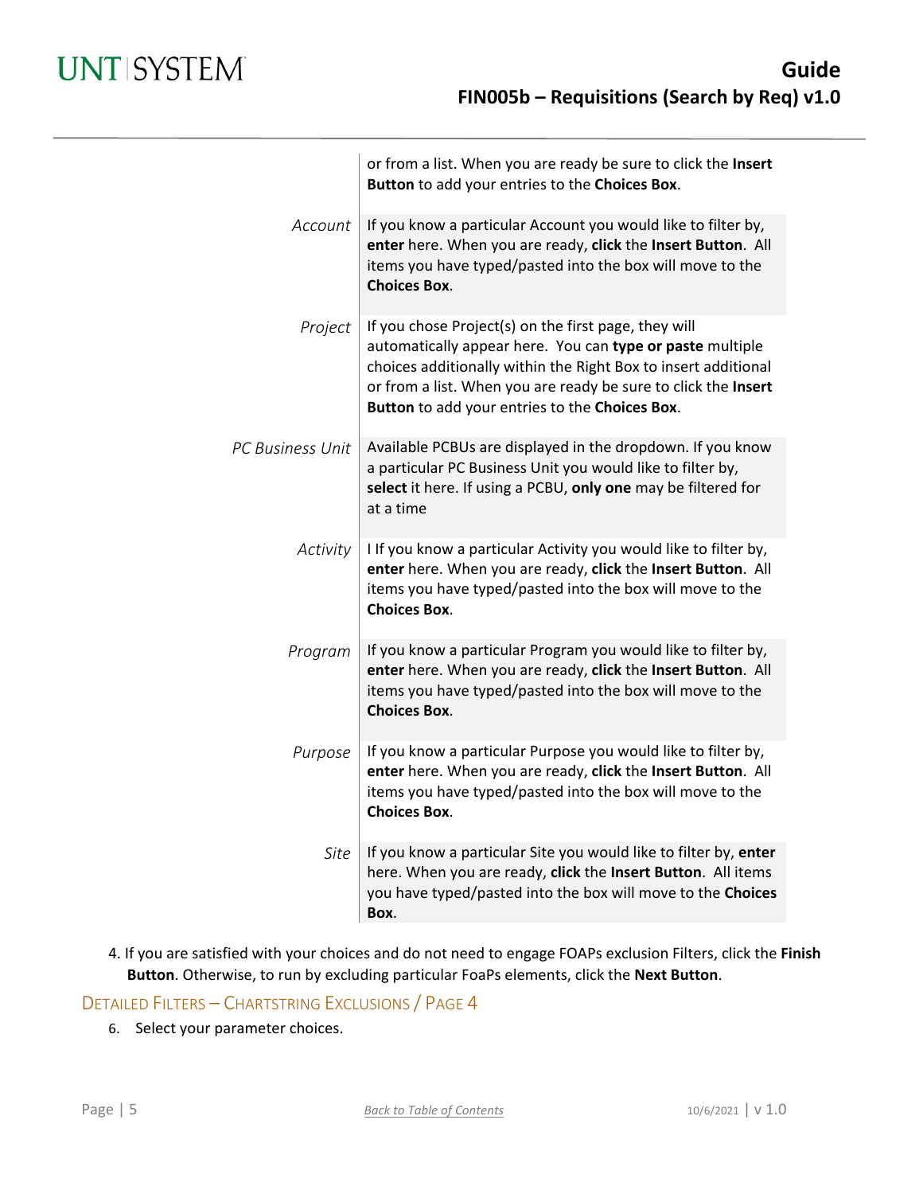| | |
|---|---|
| | or from a list. When you are ready be sure to click the **Insert Button** to add your entries to the **Choices Box**. |
| *Account* | If you know a particular Account you would like to filter by, **enter** here. When you are ready, **click** the **Insert Button**. All items you have typed/pasted into the box will move to the **Choices Box**. |
| *Project* | If you chose Project(s) on the first page, they will automatically appear here. You can **type or paste** multiple choices additionally within the Right Box to insert additional or from a list. When you are ready be sure to click the **Insert Button** to add your entries to the **Choices Box**. |
| *PC Business Unit* | Available PCBUs are displayed in the dropdown. If you know a particular PC Business Unit you would like to filter by, **select** it here. If using a PCBU, **only one** may be filtered for at a time |
| *Activity* | I If you know a particular Activity you would like to filter by, **enter** here. When you are ready, **click** the **Insert Button**. All items you have typed/pasted into the box will move to the **Choices Box**. |
| *Program* | If you know a particular Program you would like to filter by, **enter** here. When you are ready, **click** the **Insert Button**. All items you have typed/pasted into the box will move to the **Choices Box**. |
| *Purpose* | If you know a particular Purpose you would like to filter by, **enter** here. When you are ready, **click** the **Insert Button**. All items you have typed/pasted into the box will move to the **Choices Box**. |
| *Site* | If you know a particular Site you would like to filter by, **enter** here. When you are ready, **click** the **Insert Button**. All items you have typed/pasted into the box will move to the **Choices Box**. |

4. If you are satisfied with your choices and do not need to engage FOAPs exclusion Filters, click the **Finish Button**. Otherwise, to run by excluding particular FoaPs elements, click the **Next Button**.

## Detailed Filters – Chartstring Exclusions / Page 4

6. Select your parameter choices.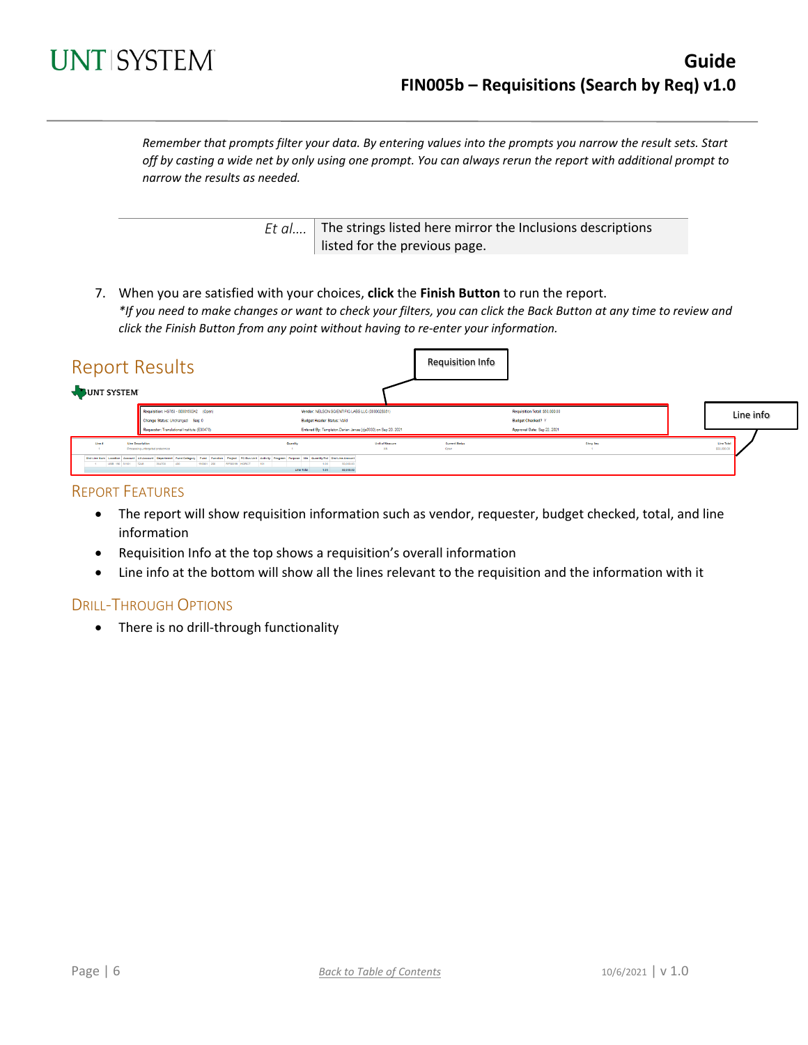*Remember that prompts filter your data. By entering values into the prompts you narrow the result sets. Start off by casting a wide net by only using one prompt. You can always rerun the report with additional prompt to narrow the results as needed.*

| | |
|---|---|
| *Et al….* | The strings listed here mirror the Inclusions descriptions listed for the previous page. |

7. When you are satisfied with your choices, **click** the **Finish Button** to run the report.
   *\*If you need to make changes or want to check your filters, you can click the Back Button at any time to review and click the Finish Button from any point without having to re-enter your information.*

## Report Results

Requisition Info

Line info

### Report Features

- The report will show requisition information such as vendor, requester, budget checked, total, and line information
- Requisition Info at the top shows a requisition's overall information
- Line info at the bottom will show all the lines relevant to the requisition and the information with it

### Drill-Through Options

- There is no drill-through functionality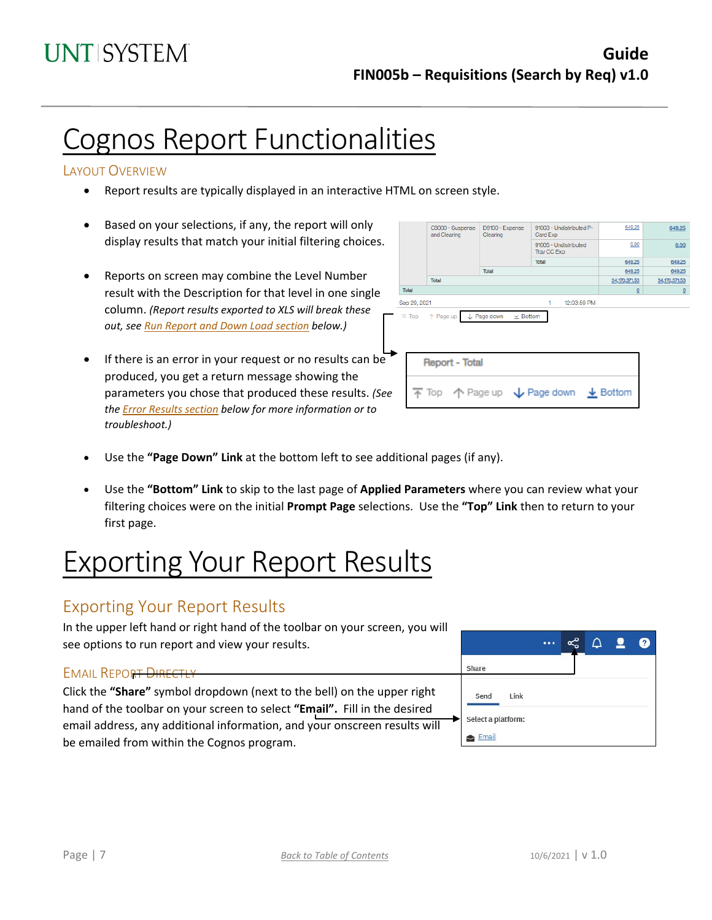# Cognos Report Functionalities

### Layout Overview

- Report results are typically displayed in an interactive HTML on screen style.
- Based on your selections, if any, the report will only display results that match your initial filtering choices.
- Reports on screen may combine the Level Number result with the Description for that level in one single column. *(Report results exported to XLS will break these out, see Run Report and Down Load section below.)*
- If there is an error in your request or no results can be produced, you get a return message showing the parameters you chose that produced these results. *(See the Error Results section below for more information or to troubleshoot.)*
- Use the **"Page Down" Link** at the bottom left to see additional pages (if any).
- Use the **"Bottom" Link** to skip to the last page of **Applied Parameters** where you can review what your filtering choices were on the initial **Prompt Page** selections. Use the **"Top" Link** then to return to your first page.

# Exporting Your Report Results

## Exporting Your Report Results

In the upper left hand or right hand of the toolbar on your screen, you will see options to run report and view your results.

### Email Report Directly

Click the **"Share"** symbol dropdown (next to the bell) on the upper right hand of the toolbar on your screen to select **"Email"**. Fill in the desired email address, any additional information, and your onscreen results will be emailed from within the Cognos program.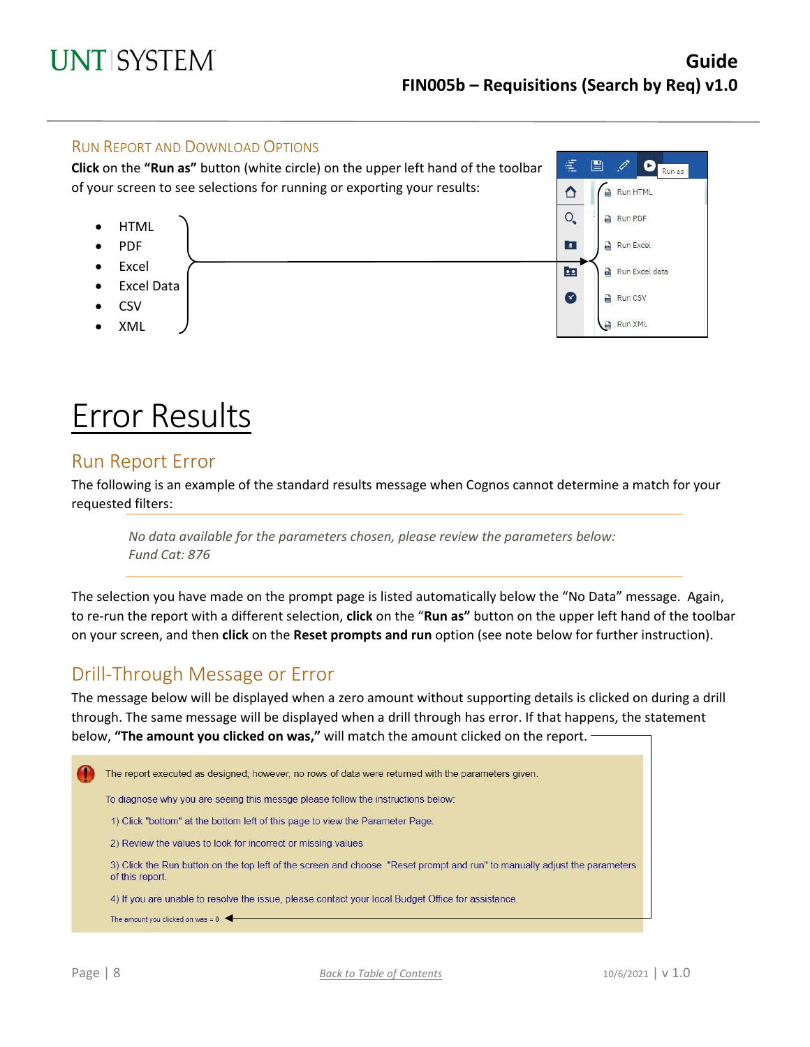## Run Report and Download Options

**Click** on the **"Run as"** button (white circle) on the upper left hand of the toolbar of your screen to see selections for running or exporting your results:

- HTML
- PDF
- Excel
- Excel Data
- CSV
- XML

Run as
Run HTML
Run PDF
Run Excel
Run Excel data
Run CSV
Run XML

# Error Results

## Run Report Error

The following is an example of the standard results message when Cognos cannot determine a match for your requested filters:

> *No data available for the parameters chosen, please review the parameters below:*
> *Fund Cat: 876*

The selection you have made on the prompt page is listed automatically below the "No Data" message. Again, to re-run the report with a different selection, **click** on the "**Run as"** button on the upper left hand of the toolbar on your screen, and then **click** on the **Reset prompts and run** option (see note below for further instruction).

## Drill-Through Message or Error

The message below will be displayed when a zero amount without supporting details is clicked on during a drill through. The same message will be displayed when a drill through has error. If that happens, the statement below, **"The amount you clicked on was,"** will match the amount clicked on the report.

The report executed as designed; however, no rows of data were returned with the parameters given.

To diagnose why you are seeing this messge please follow the instructions below:

1) Click "bottom" at the bottom left of this page to view the Parameter Page.

2) Review the values to look for incorrect or missing values

3) Click the Run button on the top left of the screen and choose "Reset prompt and run" to manually adjust the parameters of this report.

4) If you are unable to resolve the issue, please contact your local Budget Office for assistance.

The amount you clicked on was = 0

Back to Table of Contents